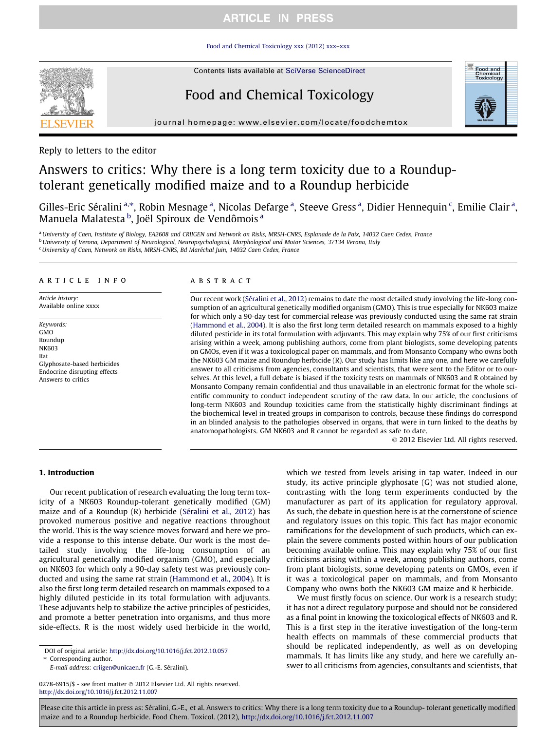Reply to letters to the editor

# Answers to critics: Why there is a long term toxicity due to a Roundup-tolerant genetically modified maize and to a Roundup herbicide

Gilles-Eric Séralini [a,*], Robin Mesnage [a], Nicolas Defarge [a], Steeve Gress [a], Didier Hennequin [c], Emilie Clair [a], Manuela Malatesta [b], Joël Spiroux de Vendômois [a]

[a] University of Caen, Institute of Biology, EA2608 and CRIIGEN and Network on Risks, MRSH-CNRS, Esplanade de la Paix, 14032 Caen Cedex, France
[b] University of Verona, Department of Neurological, Neuropsychological, Morphological and Motor Sciences, 37134 Verona, Italy
[c] University of Caen, Network on Risks, MRSH-CNRS, Bd Maréchal Juin, 14032 Caen Cedex, France

**ARTICLE INFO**

*Article history:*
Available online xxxx

*Keywords:*
GMO
Roundup
NK603
Rat
Glyphosate-based herbicides
Endocrine disrupting effects
Answers to critics

**ABSTRACT**

Our recent work (Séralini et al., 2012) remains to date the most detailed study involving the life-long consumption of an agricultural genetically modified organism (GMO). This is true especially for NK603 maize for which only a 90-day test for commercial release was previously conducted using the same rat strain (Hammond et al., 2004). It is also the first long term detailed research on mammals exposed to a highly diluted pesticide in its total formulation with adjuvants. This may explain why 75% of our first criticisms arising within a week, among publishing authors, come from plant biologists, some developing patents on GMOs, even if it was a toxicological paper on mammals, and from Monsanto Company who owns both the NK603 GM maize and Roundup herbicide (R). Our study has limits like any one, and here we carefully answer to all criticisms from agencies, consultants and scientists, that were sent to the Editor or to ourselves. At this level, a full debate is biased if the toxicity tests on mammals of NK603 and R obtained by Monsanto Company remain confidential and thus unavailable in an electronic format for the whole scientific community to conduct independent scrutiny of the raw data. In our article, the conclusions of long-term NK603 and Roundup toxicities came from the statistically highly discriminant findings at the biochemical level in treated groups in comparison to controls, because these findings do correspond in an blinded analysis to the pathologies observed in organs, that were in turn linked to the deaths by anatomopathologists. GM NK603 and R cannot be regarded as safe to date.

© 2012 Elsevier Ltd. All rights reserved.

## 1. Introduction

Our recent publication of research evaluating the long term toxicity of a NK603 Roundup-tolerant genetically modified (GM) maize and of a Roundup (R) herbicide (Séralini et al., 2012) has provoked numerous positive and negative reactions throughout the world. This is the way science moves forward and here we provide a response to this intense debate. Our work is the most detailed study involving the life-long consumption of an agricultural genetically modified organism (GMO), and especially on NK603 for which only a 90-day safety test was previously conducted and using the same rat strain (Hammond et al., 2004). It is also the first long term detailed research on mammals exposed to a highly diluted pesticide in its total formulation with adjuvants. These adjuvants help to stabilize the active principles of pesticides, and promote a better penetration into organisms, and thus more side-effects. R is the most widely used herbicide in the world, which we tested from levels arising in tap water. Indeed in our study, its active principle glyphosate (G) was not studied alone, contrasting with the long term experiments conducted by the manufacturer as part of its application for regulatory approval. As such, the debate in question here is at the cornerstone of science and regulatory issues on this topic. This fact has major economic ramifications for the development of such products, which can explain the severe comments posted within hours of our publication becoming available online. This may explain why 75% of our first criticisms arising within a week, among publishing authors, come from plant biologists, some developing patents on GMOs, even if it was a toxicological paper on mammals, and from Monsanto Company who owns both the NK603 GM maize and R herbicide.

We must firstly focus on science. Our work is a research study; it has not a direct regulatory purpose and should not be considered as a final point in knowing the toxicological effects of NK603 and R. This is a first step in the iterative investigation of the long-term health effects on mammals of these commercial products that should be replicated independently, as well as on developing mammals. It has limits like any study, and here we carefully answer to all criticisms from agencies, consultants and scientists, that

DOI of original article: http://dx.doi.org/10.1016/j.fct.2012.10.057
* Corresponding author.
E-mail address: criigen@unicaen.fr (G.-E. Séralini).

0278-6915/$ - see front matter © 2012 Elsevier Ltd. All rights reserved.
http://dx.doi.org/10.1016/j.fct.2012.11.007

Please cite this article in press as: Séralini, G.-E., et al. Answers to critics: Why there is a long term toxicity due to a Roundup- tolerant genetically modified maize and to a Roundup herbicide. Food Chem. Toxicol. (2012), http://dx.doi.org/10.1016/j.fct.2012.11.007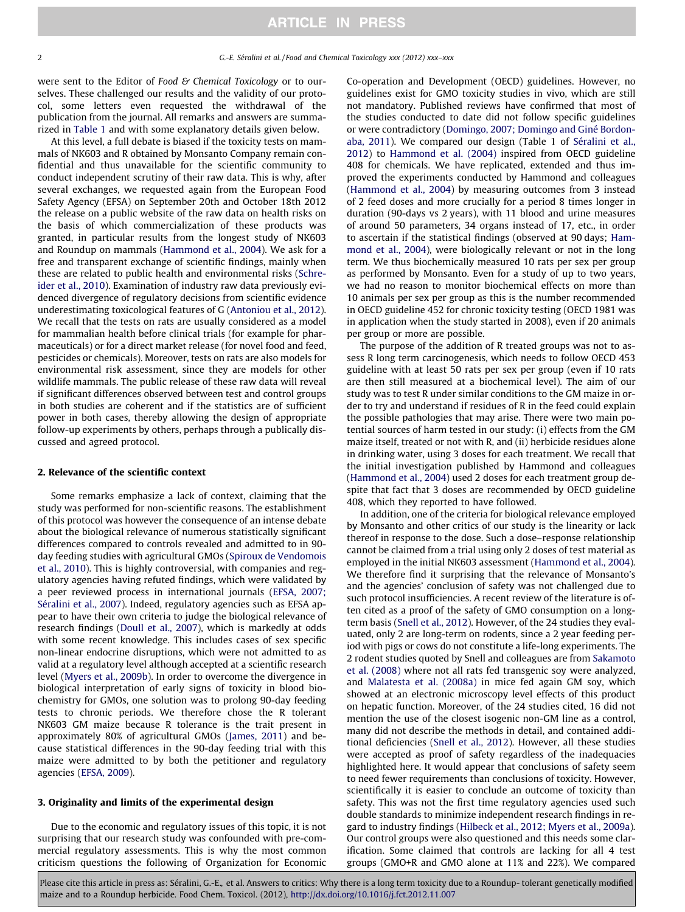were sent to the Editor of *Food & Chemical Toxicology* or to ourselves. These challenged our results and the validity of our protocol, some letters even requested the withdrawal of the publication from the journal. All remarks and answers are summarized in Table 1 and with some explanatory details given below.

At this level, a full debate is biased if the toxicity tests on mammals of NK603 and R obtained by Monsanto Company remain confidential and thus unavailable for the scientific community to conduct independent scrutiny of their raw data. This is why, after several exchanges, we requested again from the European Food Safety Agency (EFSA) on September 20th and October 18th 2012 the release on a public website of the raw data on health risks on the basis of which commercialization of these products was granted, in particular results from the longest study of NK603 and Roundup on mammals (Hammond et al., 2004). We ask for a free and transparent exchange of scientific findings, mainly when these are related to public health and environmental risks (Schreider et al., 2010). Examination of industry raw data previously evidenced divergence of regulatory decisions from scientific evidence underestimating toxicological features of G (Antoniou et al., 2012). We recall that the tests on rats are usually considered as a model for mammalian health before clinical trials (for example for pharmaceuticals) or for a direct market release (for novel food and feed, pesticides or chemicals). Moreover, tests on rats are also models for environmental risk assessment, since they are models for other wildlife mammals. The public release of these raw data will reveal if significant differences observed between test and control groups in both studies are coherent and if the statistics are of sufficient power in both cases, thereby allowing the design of appropriate follow-up experiments by others, perhaps through a publically discussed and agreed protocol.

## 2. Relevance of the scientific context

Some remarks emphasize a lack of context, claiming that the study was performed for non-scientific reasons. The establishment of this protocol was however the consequence of an intense debate about the biological relevance of numerous statistically significant differences compared to controls revealed and admitted to in 90-day feeding studies with agricultural GMOs (Spiroux de Vendomois et al., 2010). This is highly controversial, with companies and regulatory agencies having refuted findings, which were validated by a peer reviewed process in international journals (EFSA, 2007; Séralini et al., 2007). Indeed, regulatory agencies such as EFSA appear to have their own criteria to judge the biological relevance of research findings (Doull et al., 2007), which is markedly at odds with some recent knowledge. This includes cases of sex specific non-linear endocrine disruptions, which were not admitted to as valid at a regulatory level although accepted at a scientific research level (Myers et al., 2009b). In order to overcome the divergence in biological interpretation of early signs of toxicity in blood biochemistry for GMOs, one solution was to prolong 90-day feeding tests to chronic periods. We therefore chose the R tolerant NK603 GM maize because R tolerance is the trait present in approximately 80% of agricultural GMOs (James, 2011) and because statistical differences in the 90-day feeding trial with this maize were admitted to by both the petitioner and regulatory agencies (EFSA, 2009).

## 3. Originality and limits of the experimental design

Due to the economic and regulatory issues of this topic, it is not surprising that our research study was confounded with pre-commercial regulatory assessments. This is why the most common criticism questions the following of Organization for Economic Co-operation and Development (OECD) guidelines. However, no guidelines exist for GMO toxicity studies in vivo, which are still not mandatory. Published reviews have confirmed that most of the studies conducted to date did not follow specific guidelines or were contradictory (Domingo, 2007; Domingo and Giné Bordonaba, 2011). We compared our design (Table 1 of Séralini et al., 2012) to Hammond et al. (2004) inspired from OECD guideline 408 for chemicals. We have replicated, extended and thus improved the experiments conducted by Hammond and colleagues (Hammond et al., 2004) by measuring outcomes from 3 instead of 2 feed doses and more crucially for a period 8 times longer in duration (90-days vs 2 years), with 11 blood and urine measures of around 50 parameters, 34 organs instead of 17, etc., in order to ascertain if the statistical findings (observed at 90 days; Hammond et al., 2004), were biologically relevant or not in the long term. We thus biochemically measured 10 rats per sex per group as performed by Monsanto. Even for a study of up to two years, we had no reason to monitor biochemical effects on more than 10 animals per sex per group as this is the number recommended in OECD guideline 452 for chronic toxicity testing (OECD 1981 was in application when the study started in 2008), even if 20 animals per group or more are possible.

The purpose of the addition of R treated groups was not to assess R long term carcinogenesis, which needs to follow OECD 453 guideline with at least 50 rats per sex per group (even if 10 rats are then still measured at a biochemical level). The aim of our study was to test R under similar conditions to the GM maize in order to try and understand if residues of R in the feed could explain the possible pathologies that may arise. There were two main potential sources of harm tested in our study: (i) effects from the GM maize itself, treated or not with R, and (ii) herbicide residues alone in drinking water, using 3 doses for each treatment. We recall that the initial investigation published by Hammond and colleagues (Hammond et al., 2004) used 2 doses for each treatment group despite that fact that 3 doses are recommended by OECD guideline 408, which they reported to have followed.

In addition, one of the criteria for biological relevance employed by Monsanto and other critics of our study is the linearity or lack thereof in response to the dose. Such a dose–response relationship cannot be claimed from a trial using only 2 doses of test material as employed in the initial NK603 assessment (Hammond et al., 2004). We therefore find it surprising that the relevance of Monsanto's and the agencies' conclusion of safety was not challenged due to such protocol insufficiencies. A recent review of the literature is often cited as a proof of the safety of GMO consumption on a long-term basis (Snell et al., 2012). However, of the 24 studies they evaluated, only 2 are long-term on rodents, since a 2 year feeding period with pigs or cows do not constitute a life-long experiments. The 2 rodent studies quoted by Snell and colleagues are from Sakamoto et al. (2008) where not all rats fed transgenic soy were analyzed, and Malatesta et al. (2008a) in mice fed again GM soy, which showed at an electronic microscopy level effects of this product on hepatic function. Moreover, of the 24 studies cited, 16 did not mention the use of the closest isogenic non-GM line as a control, many did not describe the methods in detail, and contained additional deficiencies (Snell et al., 2012). However, all these studies were accepted as proof of safety regardless of the inadequacies highlighted here. It would appear that conclusions of safety seem to need fewer requirements than conclusions of toxicity. However, scientifically it is easier to conclude an outcome of toxicity than safety. This was not the first time regulatory agencies used such double standards to minimize independent research findings in regard to industry findings (Hilbeck et al., 2012; Myers et al., 2009a). Our control groups were also questioned and this needs some clarification. Some claimed that controls are lacking for all 4 test groups (GMO+R and GMO alone at 11% and 22%). We compared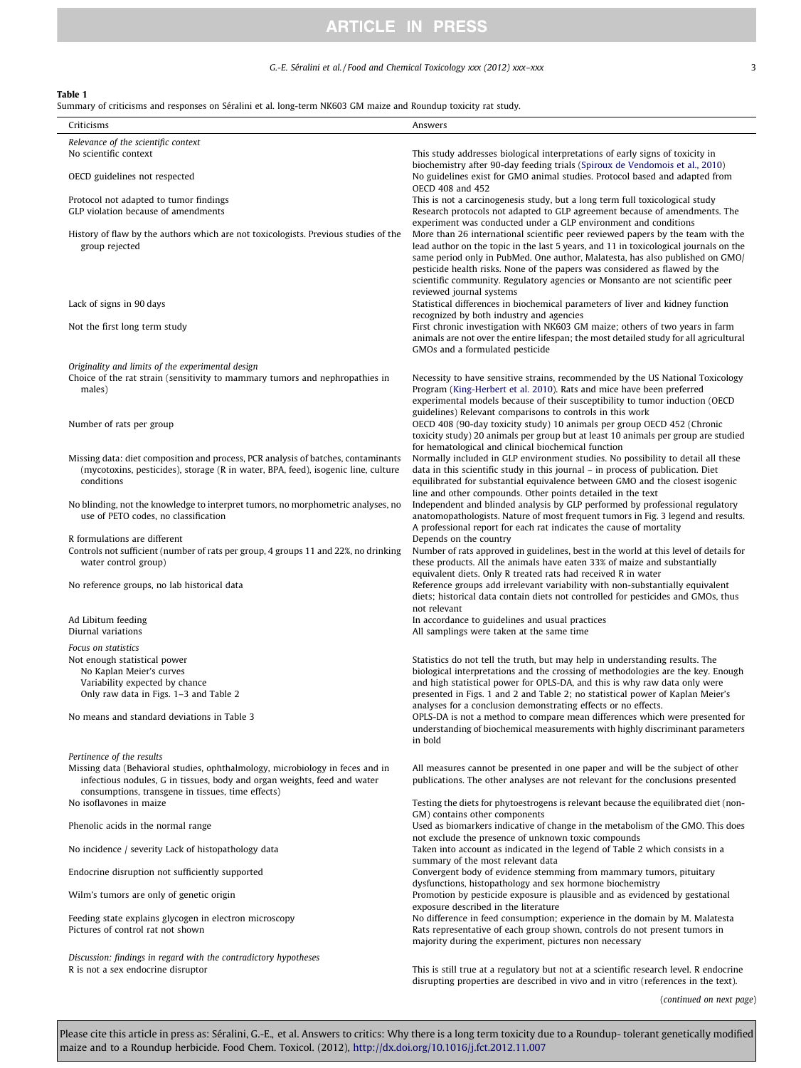**Table 1**
Summary of criticisms and responses on Séralini et al. long-term NK603 GM maize and Roundup toxicity rat study.

| Criticisms | Answers |
|---|---|
| *Relevance of the scientific context* | |
| No scientific context | This study addresses biological interpretations of early signs of toxicity in biochemistry after 90-day feeding trials (Spiroux de Vendomois et al., 2010) |
| OECD guidelines not respected | No guidelines exist for GMO animal studies. Protocol based and adapted from OECD 408 and 452 |
| Protocol not adapted to tumor findings | This is not a carcinogenesis study, but a long term full toxicological study |
| GLP violation because of amendments | Research protocols not adapted to GLP agreement because of amendments. The experiment was conducted under a GLP environment and conditions |
| History of flaw by the authors which are not toxicologists. Previous studies of the group rejected | More than 26 international scientific peer reviewed papers by the team with the lead author on the topic in the last 5 years, and 11 in toxicological journals on the same period only in PubMed. One author, Malatesta, has also published on GMO/pesticide health risks. None of the papers was considered as flawed by the scientific community. Regulatory agencies or Monsanto are not scientific peer reviewed journal systems |
| Lack of signs in 90 days | Statistical differences in biochemical parameters of liver and kidney function recognized by both industry and agencies |
| Not the first long term study | First chronic investigation with NK603 GM maize; others of two years in farm animals are not over the entire lifespan; the most detailed study for all agricultural GMOs and a formulated pesticide |
| *Originality and limits of the experimental design* | |
| Choice of the rat strain (sensitivity to mammary tumors and nephropathies in males) | Necessity to have sensitive strains, recommended by the US National Toxicology Program (King-Herbert et al. 2010). Rats and mice have been preferred experimental models because of their susceptibility to tumor induction (OECD guidelines) Relevant comparisons to controls in this work |
| Number of rats per group | OECD 408 (90-day toxicity study) 10 animals per group OECD 452 (Chronic toxicity study) 20 animals per group but at least 10 animals per group are studied for hematological and clinical biochemical function |
| Missing data: diet composition and process, PCR analysis of batches, contaminants (mycotoxins, pesticides), storage (R in water, BPA, feed), isogenic line, culture conditions | Normally included in GLP environment studies. No possibility to detail all these data in this scientific study in this journal – in process of publication. Diet equilibrated for substantial equivalence between GMO and the closest isogenic line and other compounds. Other points detailed in the text |
| No blinding, not the knowledge to interpret tumors, no morphometric analyses, no use of PETO codes, no classification | Independent and blinded analysis by GLP performed by professional regulatory anatomopathologists. Nature of most frequent tumors in Fig. 3 legend and results. A professional report for each rat indicates the cause of mortality |
| R formulations are different | Depends on the country |
| Controls not sufficient (number of rats per group, 4 groups 11 and 22%, no drinking water control group) | Number of rats approved in guidelines, best in the world at this level of details for these products. All the animals have eaten 33% of maize and substantially equivalent diets. Only R treated rats had received R in water |
| No reference groups, no lab historical data | Reference groups add irrelevant variability with non-substantially equivalent diets; historical data contain diets not controlled for pesticides and GMOs, thus not relevant |
| Ad Libitum feeding | In accordance to guidelines and usual practices |
| Diurnal variations | All samplings were taken at the same time |
| *Focus on statistics* | |
| Not enough statistical power<br>No Kaplan Meier's curves<br>Variability expected by chance<br>Only raw data in Figs. 1–3 and Table 2 | Statistics do not tell the truth, but may help in understanding results. The biological interpretations and the crossing of methodologies are the key. Enough and high statistical power for OPLS-DA, and this is why raw data only were presented in Figs. 1 and 2 and Table 2; no statistical power of Kaplan Meier's analyses for a conclusion demonstrating effects or no effects. |
| No means and standard deviations in Table 3 | OPLS-DA is not a method to compare mean differences which were presented for understanding of biochemical measurements with highly discriminant parameters in bold |
| *Pertinence of the results* | |
| Missing data (Behavioral studies, ophthalmology, microbiology in feces and in infectious nodules, G in tissues, body and organ weights, feed and water consumptions, transgene in tissues, time effects) | All measures cannot be presented in one paper and will be the subject of other publications. The other analyses are not relevant for the conclusions presented |
| No isoflavones in maize | Testing the diets for phytoestrogens is relevant because the equilibrated diet (non-GM) contains other components |
| Phenolic acids in the normal range | Used as biomarkers indicative of change in the metabolism of the GMO. This does not exclude the presence of unknown toxic compounds |
| No incidence / severity Lack of histopathology data | Taken into account as indicated in the legend of Table 2 which consists in a summary of the most relevant data |
| Endocrine disruption not sufficiently supported | Convergent body of evidence stemming from mammary tumors, pituitary dysfunctions, histopathology and sex hormone biochemistry |
| Wilm's tumors are only of genetic origin | Promotion by pesticide exposure is plausible and as evidenced by gestational exposure described in the literature |
| Feeding state explains glycogen in electron microscopy | No difference in feed consumption; experience in the domain by M. Malatesta |
| Pictures of control rat not shown | Rats representative of each group shown, controls do not present tumors in majority during the experiment, pictures non necessary |
| *Discussion: findings in regard with the contradictory hypotheses* | |
| R is not a sex endocrine disruptor | This is still true at a regulatory but not at a scientific research level. R endocrine disrupting properties are described in vivo and in vitro (references in the text). |

(*continued on next page*)

Please cite this article in press as: Séralini, G.-E., et al. Answers to critics: Why there is a long term toxicity due to a Roundup- tolerant genetically modified maize and to a Roundup herbicide. Food Chem. Toxicol. (2012), http://dx.doi.org/10.1016/j.fct.2012.11.007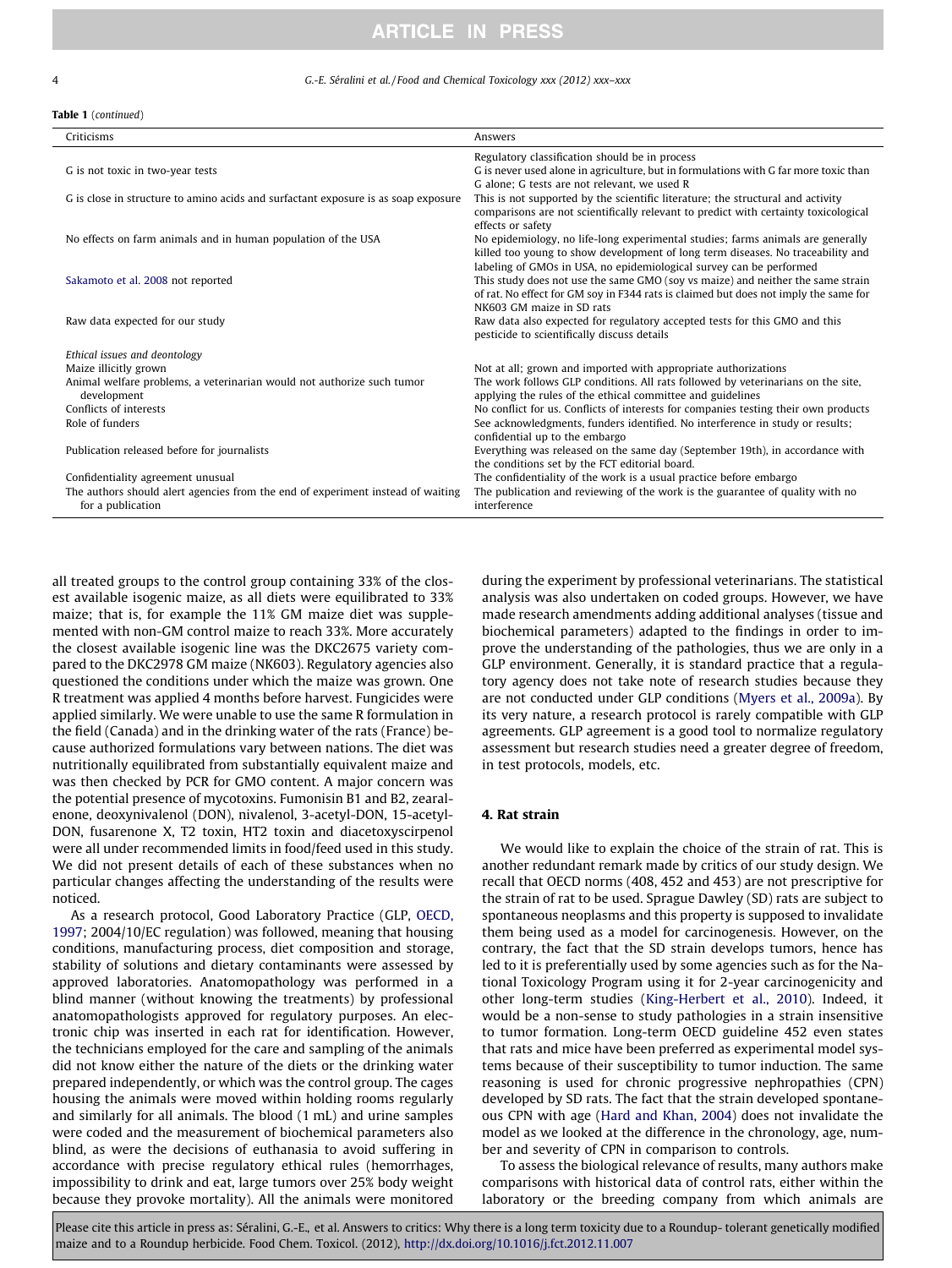**Table 1** (*continued*)

| Criticisms | Answers |
|---|---|
| | Regulatory classification should be in process |
| G is not toxic in two-year tests | G is never used alone in agriculture, but in formulations with G far more toxic than G alone; G tests are not relevant, we used R |
| G is close in structure to amino acids and surfactant exposure is as soap exposure | This is not supported by the scientific literature; the structural and activity comparisons are not scientifically relevant to predict with certainty toxicological effects or safety |
| No effects on farm animals and in human population of the USA | No epidemiology, no life-long experimental studies; farms animals are generally killed too young to show development of long term diseases. No traceability and labeling of GMOs in USA, no epidemiological survey can be performed |
| Sakamoto et al. 2008 not reported | This study does not use the same GMO (soy vs maize) and neither the same strain of rat. No effect for GM soy in F344 rats is claimed but does not imply the same for NK603 GM maize in SD rats |
| Raw data expected for our study | Raw data also expected for regulatory accepted tests for this GMO and this pesticide to scientifically discuss details |
| *Ethical issues and deontology* | |
| Maize illicitly grown | Not at all; grown and imported with appropriate authorizations |
| Animal welfare problems, a veterinarian would not authorize such tumor development | The work follows GLP conditions. All rats followed by veterinarians on the site, applying the rules of the ethical committee and guidelines |
| Conflicts of interests | No conflict for us. Conflicts of interests for companies testing their own products |
| Role of funders | See acknowledgments, funders identified. No interference in study or results; confidential up to the embargo |
| Publication released before for journalists | Everything was released on the same day (September 19th), in accordance with the conditions set by the FCT editorial board. |
| Confidentiality agreement unusual | The confidentiality of the work is a usual practice before embargo |
| The authors should alert agencies from the end of experiment instead of waiting for a publication | The publication and reviewing of the work is the guarantee of quality with no interference |

all treated groups to the control group containing 33% of the closest available isogenic maize, as all diets were equilibrated to 33% maize; that is, for example the 11% GM maize diet was supplemented with non-GM control maize to reach 33%. More accurately the closest available isogenic line was the DKC2675 variety compared to the DKC2978 GM maize (NK603). Regulatory agencies also questioned the conditions under which the maize was grown. One R treatment was applied 4 months before harvest. Fungicides were applied similarly. We were unable to use the same R formulation in the field (Canada) and in the drinking water of the rats (France) because authorized formulations vary between nations. The diet was nutritionally equilibrated from substantially equivalent maize and was then checked by PCR for GMO content. A major concern was the potential presence of mycotoxins. Fumonisin B1 and B2, zearalenone, deoxynivalenol (DON), nivalenol, 3-acetyl-DON, 15-acetyl-DON, fusarenone X, T2 toxin, HT2 toxin and diacetoxyscirpenol were all under recommended limits in food/feed used in this study. We did not present details of each of these substances when no particular changes affecting the understanding of the results were noticed.

As a research protocol, Good Laboratory Practice (GLP, OECD, 1997; 2004/10/EC regulation) was followed, meaning that housing conditions, manufacturing process, diet composition and storage, stability of solutions and dietary contaminants were assessed by approved laboratories. Anatomopathology was performed in a blind manner (without knowing the treatments) by professional anatomopathologists approved for regulatory purposes. An electronic chip was inserted in each rat for identification. However, the technicians employed for the care and sampling of the animals did not know either the nature of the diets or the drinking water prepared independently, or which was the control group. The cages housing the animals were moved within holding rooms regularly and similarly for all animals. The blood (1 mL) and urine samples were coded and the measurement of biochemical parameters also blind, as were the decisions of euthanasia to avoid suffering in accordance with precise regulatory ethical rules (hemorrhages, impossibility to drink and eat, large tumors over 25% body weight because they provoke mortality). All the animals were monitored during the experiment by professional veterinarians. The statistical analysis was also undertaken on coded groups. However, we have made research amendments adding additional analyses (tissue and biochemical parameters) adapted to the findings in order to improve the understanding of the pathologies, thus we are only in a GLP environment. Generally, it is standard practice that a regulatory agency does not take note of research studies because they are not conducted under GLP conditions (Myers et al., 2009a). By its very nature, a research protocol is rarely compatible with GLP agreements. GLP agreement is a good tool to normalize regulatory assessment but research studies need a greater degree of freedom, in test protocols, models, etc.

## 4. Rat strain

We would like to explain the choice of the strain of rat. This is another redundant remark made by critics of our study design. We recall that OECD norms (408, 452 and 453) are not prescriptive for the strain of rat to be used. Sprague Dawley (SD) rats are subject to spontaneous neoplasms and this property is supposed to invalidate them being used as a model for carcinogenesis. However, on the contrary, the fact that the SD strain develops tumors, hence has led to it is preferentially used by some agencies such as for the National Toxicology Program using it for 2-year carcinogenicity and other long-term studies (King-Herbert et al., 2010). Indeed, it would be a non-sense to study pathologies in a strain insensitive to tumor formation. Long-term OECD guideline 452 even states that rats and mice have been preferred as experimental model systems because of their susceptibility to tumor induction. The same reasoning is used for chronic progressive nephropathies (CPN) developed by SD rats. The fact that the strain developed spontaneous CPN with age (Hard and Khan, 2004) does not invalidate the model as we looked at the difference in the chronology, age, number and severity of CPN in comparison to controls.

To assess the biological relevance of results, many authors make comparisons with historical data of control rats, either within the laboratory or the breeding company from which animals are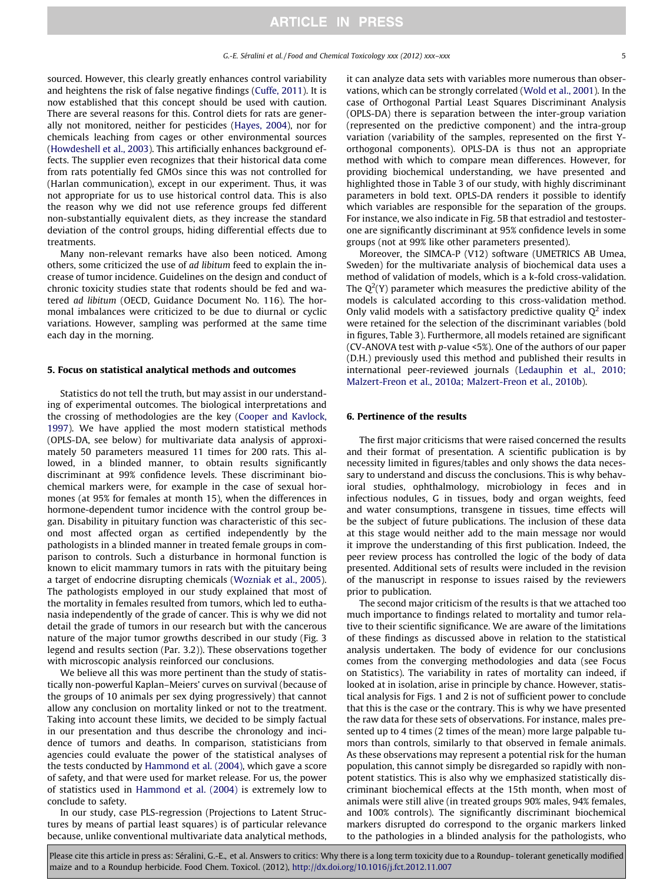sourced. However, this clearly greatly enhances control variability and heightens the risk of false negative findings (Cuffe, 2011). It is now established that this concept should be used with caution. There are several reasons for this. Control diets for rats are generally not monitored, neither for pesticides (Hayes, 2004), nor for chemicals leaching from cages or other environmental sources (Howdeshell et al., 2003). This artificially enhances background effects. The supplier even recognizes that their historical data come from rats potentially fed GMOs since this was not controlled for (Harlan communication), except in our experiment. Thus, it was not appropriate for us to use historical control data. This is also the reason why we did not use reference groups fed different non-substantially equivalent diets, as they increase the standard deviation of the control groups, hiding differential effects due to treatments.

Many non-relevant remarks have also been noticed. Among others, some criticized the use of *ad libitum* feed to explain the increase of tumor incidence. Guidelines on the design and conduct of chronic toxicity studies state that rodents should be fed and watered *ad libitum* (OECD, Guidance Document No. 116). The hormonal imbalances were criticized to be due to diurnal or cyclic variations. However, sampling was performed at the same time each day in the morning.

## 5. Focus on statistical analytical methods and outcomes

Statistics do not tell the truth, but may assist in our understanding of experimental outcomes. The biological interpretations and the crossing of methodologies are the key (Cooper and Kavlock, 1997). We have applied the most modern statistical methods (OPLS-DA, see below) for multivariate data analysis of approximately 50 parameters measured 11 times for 200 rats. This allowed, in a blinded manner, to obtain results significantly discriminant at 99% confidence levels. These discriminant biochemical markers were, for example in the case of sexual hormones (at 95% for females at month 15), when the differences in hormone-dependent tumor incidence with the control group began. Disability in pituitary function was characteristic of this second most affected organ as certified independently by the pathologists in a blinded manner in treated female groups in comparison to controls. Such a disturbance in hormonal function is known to elicit mammary tumors in rats with the pituitary being a target of endocrine disrupting chemicals (Wozniak et al., 2005). The pathologists employed in our study explained that most of the mortality in females resulted from tumors, which led to euthanasia independently of the grade of cancer. This is why we did not detail the grade of tumors in our research but with the cancerous nature of the major tumor growths described in our study (Fig. 3 legend and results section (Par. 3.2)). These observations together with microscopic analysis reinforced our conclusions.

We believe all this was more pertinent than the study of statistically non-powerful Kaplan–Meiers' curves on survival (because of the groups of 10 animals per sex dying progressively) that cannot allow any conclusion on mortality linked or not to the treatment. Taking into account these limits, we decided to be simply factual in our presentation and thus describe the chronology and incidence of tumors and deaths. In comparison, statisticians from agencies could evaluate the power of the statistical analyses of the tests conducted by Hammond et al. (2004), which gave a score of safety, and that were used for market release. For us, the power of statistics used in Hammond et al. (2004) is extremely low to conclude to safety.

In our study, case PLS-regression (Projections to Latent Structures by means of partial least squares) is of particular relevance because, unlike conventional multivariate data analytical methods, it can analyze data sets with variables more numerous than observations, which can be strongly correlated (Wold et al., 2001). In the case of Orthogonal Partial Least Squares Discriminant Analysis (OPLS-DA) there is separation between the inter-group variation (represented on the predictive component) and the intra-group variation (variability of the samples, represented on the first Y-orthogonal components). OPLS-DA is thus not an appropriate method with which to compare mean differences. However, for providing biochemical understanding, we have presented and highlighted those in Table 3 of our study, with highly discriminant parameters in bold text. OPLS-DA renders it possible to identify which variables are responsible for the separation of the groups. For instance, we also indicate in Fig. 5B that estradiol and testosterone are significantly discriminant at 95% confidence levels in some groups (not at 99% like other parameters presented).

Moreover, the SIMCA-P (V12) software (UMETRICS AB Umea, Sweden) for the multivariate analysis of biochemical data uses a method of validation of models, which is a k-fold cross-validation. The $Q^2(Y)$ parameter which measures the predictive ability of the models is calculated according to this cross-validation method. Only valid models with a satisfactory predictive quality $Q^2$ index were retained for the selection of the discriminant variables (bold in figures, Table 3). Furthermore, all models retained are significant (CV-ANOVA test with *p*-value <5%). One of the authors of our paper (D.H.) previously used this method and published their results in international peer-reviewed journals (Ledauphin et al., 2010; Malzert-Freon et al., 2010a; Malzert-Freon et al., 2010b).

## 6. Pertinence of the results

The first major criticisms that were raised concerned the results and their format of presentation. A scientific publication is by necessity limited in figures/tables and only shows the data necessary to understand and discuss the conclusions. This is why behavioral studies, ophthalmology, microbiology in feces and in infectious nodules, G in tissues, body and organ weights, feed and water consumptions, transgene in tissues, time effects will be the subject of future publications. The inclusion of these data at this stage would neither add to the main message nor would it improve the understanding of this first publication. Indeed, the peer review process has controlled the logic of the body of data presented. Additional sets of results were included in the revision of the manuscript in response to issues raised by the reviewers prior to publication.

The second major criticism of the results is that we attached too much importance to findings related to mortality and tumor relative to their scientific significance. We are aware of the limitations of these findings as discussed above in relation to the statistical analysis undertaken. The body of evidence for our conclusions comes from the converging methodologies and data (see Focus on Statistics). The variability in rates of mortality can indeed, if looked at in isolation, arise in principle by chance. However, statistical analysis for Figs. 1 and 2 is not of sufficient power to conclude that this is the case or the contrary. This is why we have presented the raw data for these sets of observations. For instance, males presented up to 4 times (2 times of the mean) more large palpable tumors than controls, similarly to that observed in female animals. As these observations may represent a potential risk for the human population, this cannot simply be disregarded so rapidly with non-potent statistics. This is also why we emphasized statistically discriminant biochemical effects at the 15th month, when most of animals were still alive (in treated groups 90% males, 94% females, and 100% controls). The significantly discriminant biochemical markers disrupted do correspond to the organic markers linked to the pathologies in a blinded analysis for the pathologists, who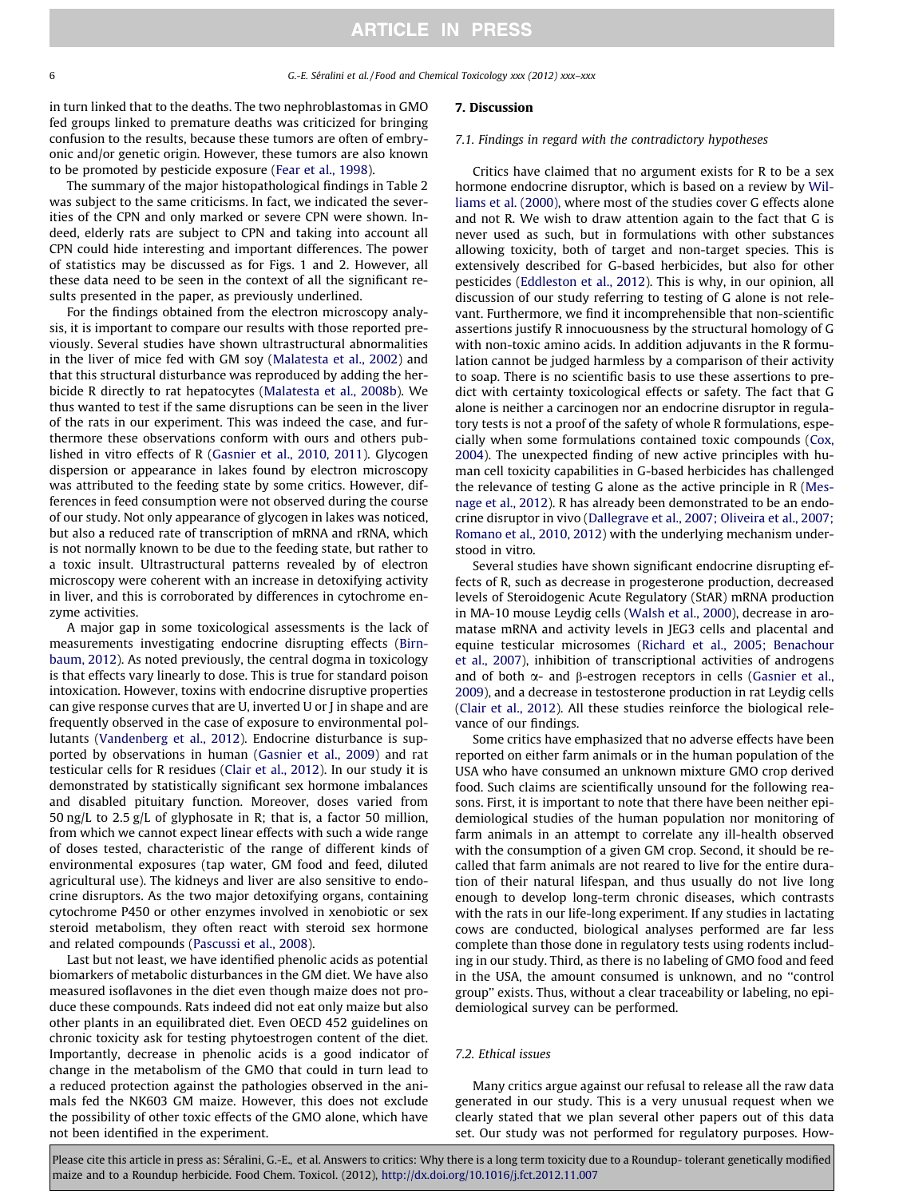in turn linked that to the deaths. The two nephroblastomas in GMO fed groups linked to premature deaths was criticized for bringing confusion to the results, because these tumors are often of embryonic and/or genetic origin. However, these tumors are also known to be promoted by pesticide exposure (Fear et al., 1998).

The summary of the major histopathological findings in Table 2 was subject to the same criticisms. In fact, we indicated the severities of the CPN and only marked or severe CPN were shown. Indeed, elderly rats are subject to CPN and taking into account all CPN could hide interesting and important differences. The power of statistics may be discussed as for Figs. 1 and 2. However, all these data need to be seen in the context of all the significant results presented in the paper, as previously underlined.

For the findings obtained from the electron microscopy analysis, it is important to compare our results with those reported previously. Several studies have shown ultrastructural abnormalities in the liver of mice fed with GM soy (Malatesta et al., 2002) and that this structural disturbance was reproduced by adding the herbicide R directly to rat hepatocytes (Malatesta et al., 2008b). We thus wanted to test if the same disruptions can be seen in the liver of the rats in our experiment. This was indeed the case, and furthermore these observations conform with ours and others published in vitro effects of R (Gasnier et al., 2010, 2011). Glycogen dispersion or appearance in lakes found by electron microscopy was attributed to the feeding state by some critics. However, differences in feed consumption were not observed during the course of our study. Not only appearance of glycogen in lakes was noticed, but also a reduced rate of transcription of mRNA and rRNA, which is not normally known to be due to the feeding state, but rather to a toxic insult. Ultrastructural patterns revealed by of electron microscopy were coherent with an increase in detoxifying activity in liver, and this is corroborated by differences in cytochrome enzyme activities.

A major gap in some toxicological assessments is the lack of measurements investigating endocrine disrupting effects (Birnbaum, 2012). As noted previously, the central dogma in toxicology is that effects vary linearly to dose. This is true for standard poison intoxication. However, toxins with endocrine disruptive properties can give response curves that are U, inverted U or J in shape and are frequently observed in the case of exposure to environmental pollutants (Vandenberg et al., 2012). Endocrine disturbance is supported by observations in human (Gasnier et al., 2009) and rat testicular cells for R residues (Clair et al., 2012). In our study it is demonstrated by statistically significant sex hormone imbalances and disabled pituitary function. Moreover, doses varied from 50 ng/L to 2.5 g/L of glyphosate in R; that is, a factor 50 million, from which we cannot expect linear effects with such a wide range of doses tested, characteristic of the range of different kinds of environmental exposures (tap water, GM food and feed, diluted agricultural use). The kidneys and liver are also sensitive to endocrine disruptors. As the two major detoxifying organs, containing cytochrome P450 or other enzymes involved in xenobiotic or sex steroid metabolism, they often react with steroid sex hormone and related compounds (Pascussi et al., 2008).

Last but not least, we have identified phenolic acids as potential biomarkers of metabolic disturbances in the GM diet. We have also measured isoflavones in the diet even though maize does not produce these compounds. Rats indeed did not eat only maize but also other plants in an equilibrated diet. Even OECD 452 guidelines on chronic toxicity ask for testing phytoestrogen content of the diet. Importantly, decrease in phenolic acids is a good indicator of change in the metabolism of the GMO that could in turn lead to a reduced protection against the pathologies observed in the animals fed the NK603 GM maize. However, this does not exclude the possibility of other toxic effects of the GMO alone, which have not been identified in the experiment.

## 7. Discussion

### 7.1. Findings in regard with the contradictory hypotheses

Critics have claimed that no argument exists for R to be a sex hormone endocrine disruptor, which is based on a review by Williams et al. (2000), where most of the studies cover G effects alone and not R. We wish to draw attention again to the fact that G is never used as such, but in formulations with other substances allowing toxicity, both of target and non-target species. This is extensively described for G-based herbicides, but also for other pesticides (Eddleston et al., 2012). This is why, in our opinion, all discussion of our study referring to testing of G alone is not relevant. Furthermore, we find it incomprehensible that non-scientific assertions justify R innocuousness by the structural homology of G with non-toxic amino acids. In addition adjuvants in the R formulation cannot be judged harmless by a comparison of their activity to soap. There is no scientific basis to use these assertions to predict with certainty toxicological effects or safety. The fact that G alone is neither a carcinogen nor an endocrine disruptor in regulatory tests is not a proof of the safety of whole R formulations, especially when some formulations contained toxic compounds (Cox, 2004). The unexpected finding of new active principles with human cell toxicity capabilities in G-based herbicides has challenged the relevance of testing G alone as the active principle in R (Mesnage et al., 2012). R has already been demonstrated to be an endocrine disruptor in vivo (Dallegrave et al., 2007; Oliveira et al., 2007; Romano et al., 2010, 2012) with the underlying mechanism understood in vitro.

Several studies have shown significant endocrine disrupting effects of R, such as decrease in progesterone production, decreased levels of Steroidogenic Acute Regulatory (StAR) mRNA production in MA-10 mouse Leydig cells (Walsh et al., 2000), decrease in aromatase mRNA and activity levels in JEG3 cells and placental and equine testicular microsomes (Richard et al., 2005; Benachour et al., 2007), inhibition of transcriptional activities of androgens and of both $\alpha$- and $\beta$-estrogen receptors in cells (Gasnier et al., 2009), and a decrease in testosterone production in rat Leydig cells (Clair et al., 2012). All these studies reinforce the biological relevance of our findings.

Some critics have emphasized that no adverse effects have been reported on either farm animals or in the human population of the USA who have consumed an unknown mixture GMO crop derived food. Such claims are scientifically unsound for the following reasons. First, it is important to note that there have been neither epidemiological studies of the human population nor monitoring of farm animals in an attempt to correlate any ill-health observed with the consumption of a given GM crop. Second, it should be recalled that farm animals are not reared to live for the entire duration of their natural lifespan, and thus usually do not live long enough to develop long-term chronic diseases, which contrasts with the rats in our life-long experiment. If any studies in lactating cows are conducted, biological analyses performed are far less complete than those done in regulatory tests using rodents including in our study. Third, as there is no labeling of GMO food and feed in the USA, the amount consumed is unknown, and no "control group" exists. Thus, without a clear traceability or labeling, no epidemiological survey can be performed.

### 7.2. Ethical issues

Many critics argue against our refusal to release all the raw data generated in our study. This is a very unusual request when we clearly stated that we plan several other papers out of this data set. Our study was not performed for regulatory purposes. How-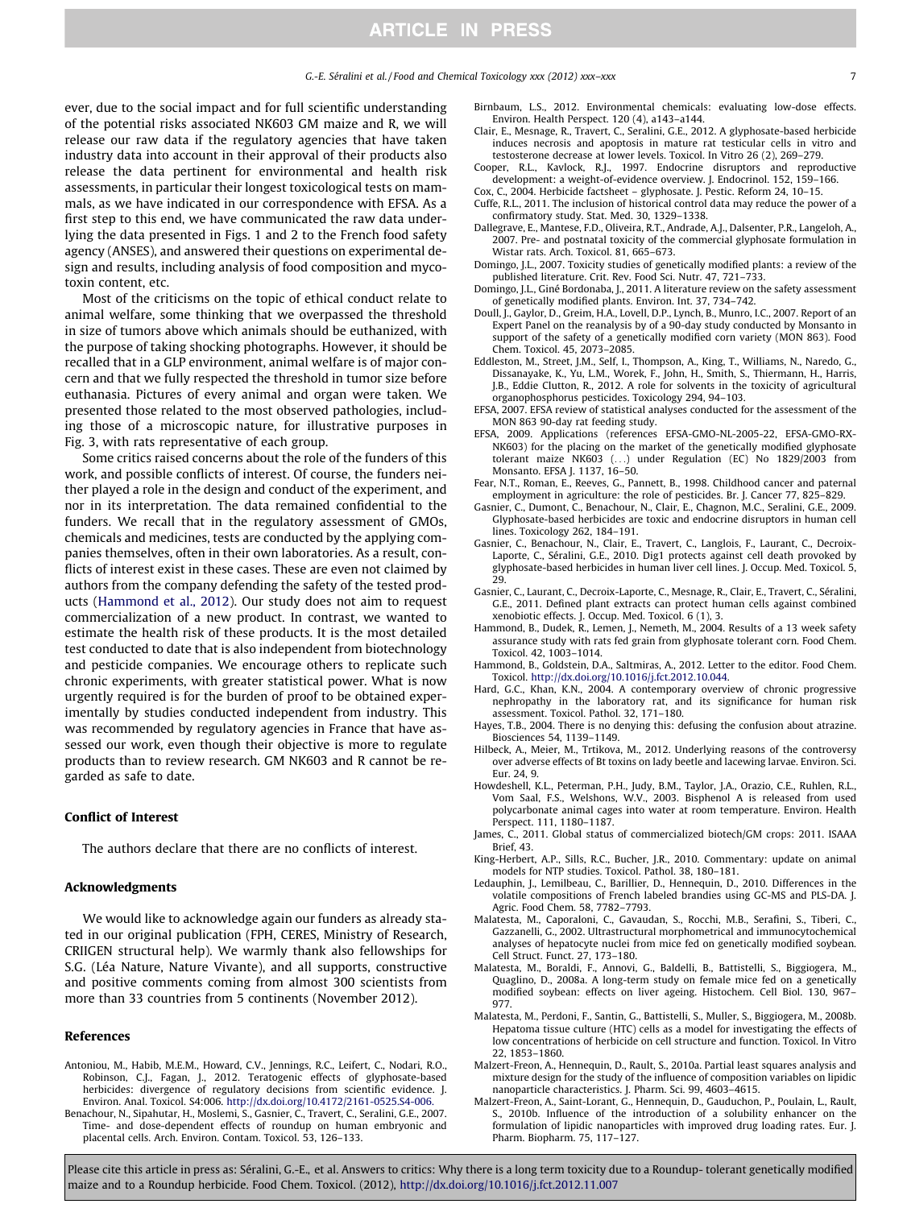ever, due to the social impact and for full scientific understanding of the potential risks associated NK603 GM maize and R, we will release our raw data if the regulatory agencies that have taken industry data into account in their approval of their products also release the data pertinent for environmental and health risk assessments, in particular their longest toxicological tests on mammals, as we have indicated in our correspondence with EFSA. As a first step to this end, we have communicated the raw data underlying the data presented in Figs. 1 and 2 to the French food safety agency (ANSES), and answered their questions on experimental design and results, including analysis of food composition and mycotoxin content, etc.

Most of the criticisms on the topic of ethical conduct relate to animal welfare, some thinking that we overpassed the threshold in size of tumors above which animals should be euthanized, with the purpose of taking shocking photographs. However, it should be recalled that in a GLP environment, animal welfare is of major concern and that we fully respected the threshold in tumor size before euthanasia. Pictures of every animal and organ were taken. We presented those related to the most observed pathologies, including those of a microscopic nature, for illustrative purposes in Fig. 3, with rats representative of each group.

Some critics raised concerns about the role of the funders of this work, and possible conflicts of interest. Of course, the funders neither played a role in the design and conduct of the experiment, and nor in its interpretation. The data remained confidential to the funders. We recall that in the regulatory assessment of GMOs, chemicals and medicines, tests are conducted by the applying companies themselves, often in their own laboratories. As a result, conflicts of interest exist in these cases. These are even not claimed by authors from the company defending the safety of the tested products (Hammond et al., 2012). Our study does not aim to request commercialization of a new product. In contrast, we wanted to estimate the health risk of these products. It is the most detailed test conducted to date that is also independent from biotechnology and pesticide companies. We encourage others to replicate such chronic experiments, with greater statistical power. What is now urgently required is for the burden of proof to be obtained experimentally by studies conducted independent from industry. This was recommended by regulatory agencies in France that have assessed our work, even though their objective is more to regulate products than to review research. GM NK603 and R cannot be regarded as safe to date.

### Conflict of Interest

The authors declare that there are no conflicts of interest.

### Acknowledgments

We would like to acknowledge again our funders as already stated in our original publication (FPH, CERES, Ministry of Research, CRIIGEN structural help). We warmly thank also fellowships for S.G. (Léa Nature, Nature Vivante), and all supports, constructive and positive comments coming from almost 300 scientists from more than 33 countries from 5 continents (November 2012).

### References

Antoniou, M., Habib, M.E.M., Howard, C.V., Jennings, R.C., Leifert, C., Nodari, R.O., Robinson, C.J., Fagan, J., 2012. Teratogenic effects of glyphosate-based herbicides: divergence of regulatory decisions from scientific evidence. J. Environ. Anal. Toxicol. S4:006. http://dx.doi.org/10.4172/2161-0525.S4-006.

Benachour, N., Sipahutar, H., Moslemi, S., Gasnier, C., Travert, C., Seralini, G.E., 2007. Time- and dose-dependent effects of roundup on human embryonic and placental cells. Arch. Environ. Contam. Toxicol. 53, 126–133.

Birnbaum, L.S., 2012. Environmental chemicals: evaluating low-dose effects. Environ. Health Perspect. 120 (4), a143–a144.

Clair, E., Mesnage, R., Travert, C., Seralini, G.E., 2012. A glyphosate-based herbicide induces necrosis and apoptosis in mature rat testicular cells in vitro and testosterone decrease at lower levels. Toxicol. In Vitro 26 (2), 269–279.

Cooper, R.L., Kavlock, R.J., 1997. Endocrine disruptors and reproductive development: a weight-of-evidence overview. J. Endocrinol. 152, 159–166.

Cox, C., 2004. Herbicide factsheet – glyphosate. J. Pestic. Reform 24, 10–15.

Cuffe, R.L., 2011. The inclusion of historical control data may reduce the power of a confirmatory study. Stat. Med. 30, 1329–1338.

Dallegrave, E., Mantese, F.D., Oliveira, R.T., Andrade, A.J., Dalsenter, P.R., Langeloh, A., 2007. Pre- and postnatal toxicity of the commercial glyphosate formulation in Wistar rats. Arch. Toxicol. 81, 665–673.

Domingo, J.L., 2007. Toxicity studies of genetically modified plants: a review of the published literature. Crit. Rev. Food Sci. Nutr. 47, 721–733.

Domingo, J.L., Giné Bordonaba, J., 2011. A literature review on the safety assessment of genetically modified plants. Environ. Int. 37, 734–742.

Doull, J., Gaylor, D., Greim, H.A., Lovell, D.P., Lynch, B., Munro, I.C., 2007. Report of an Expert Panel on the reanalysis by of a 90-day study conducted by Monsanto in support of the safety of a genetically modified corn variety (MON 863). Food Chem. Toxicol. 45, 2073–2085.

Eddleston, M., Street, J.M., Self, I., Thompson, A., King, T., Williams, N., Naredo, G., Dissanayake, K., Yu, L.M., Worek, F., John, H., Smith, S., Thiermann, H., Harris, J.B., Eddie Clutton, R., 2012. A role for solvents in the toxicity of agricultural organophosphorus pesticides. Toxicology 294, 94–103.

EFSA, 2007. EFSA review of statistical analyses conducted for the assessment of the MON 863 90-day rat feeding study.

EFSA, 2009. Applications (references EFSA-GMO-NL-2005-22, EFSA-GMO-RX-NK603) for the placing on the market of the genetically modified glyphosate tolerant maize NK603 (...) under Regulation (EC) No 1829/2003 from Monsanto. EFSA J. 1137, 16–50.

Fear, N.T., Roman, E., Reeves, G., Pannett, B., 1998. Childhood cancer and paternal employment in agriculture: the role of pesticides. Br. J. Cancer 77, 825–829.

Gasnier, C., Dumont, C., Benachour, N., Clair, E., Chagnon, M.C., Seralini, G.E., 2009. Glyphosate-based herbicides are toxic and endocrine disruptors in human cell lines. Toxicology 262, 184–191.

Gasnier, C., Benachour, N., Clair, E., Travert, C., Langlois, F., Laurant, C., Decroix-Laporte, C., Séralini, G.E., 2010. Dig1 protects against cell death provoked by glyphosate-based herbicides in human liver cell lines. J. Occup. Med. Toxicol. 5, 29.

Gasnier, C., Laurant, C., Decroix-Laporte, C., Mesnage, R., Clair, E., Travert, C., Séralini, G.E., 2011. Defined plant extracts can protect human cells against combined xenobiotic effects. J. Occup. Med. Toxicol. 6 (1), 3.

Hammond, B., Dudek, R., Lemen, J., Nemeth, M., 2004. Results of a 13 week safety assurance study with rats fed grain from glyphosate tolerant corn. Food Chem. Toxicol. 42, 1003–1014.

Hammond, B., Goldstein, D.A., Saltmiras, A., 2012. Letter to the editor. Food Chem. Toxicol. http://dx.doi.org/10.1016/j.fct.2012.10.044.

Hard, G.C., Khan, K.N., 2004. A contemporary overview of chronic progressive nephropathy in the laboratory rat, and its significance for human risk assessment. Toxicol. Pathol. 32, 171–180.

Hayes, T.B., 2004. There is no denying this: defusing the confusion about atrazine. Biosciences 54, 1139–1149.

Hilbeck, A., Meier, M., Trtikova, M., 2012. Underlying reasons of the controversy over adverse effects of Bt toxins on lady beetle and lacewing larvae. Environ. Sci. Eur. 24, 9.

Howdeshell, K.L., Peterman, P.H., Judy, B.M., Taylor, J.A., Orazio, C.E., Ruhlen, R.L., Vom Saal, F.S., Welshons, W.V., 2003. Bisphenol A is released from used polycarbonate animal cages into water at room temperature. Environ. Health Perspect. 111, 1180–1187.

James, C., 2011. Global status of commercialized biotech/GM crops: 2011. ISAAA Brief, 43.

King-Herbert, A.P., Sills, R.C., Bucher, J.R., 2010. Commentary: update on animal models for NTP studies. Toxicol. Pathol. 38, 180–181.

Ledauphin, J., Lemilbeau, C., Barillier, D., Hennequin, D., 2010. Differences in the volatile compositions of French labeled brandies using GC-MS and PLS-DA. J. Agric. Food Chem. 58, 7782–7793.

Malatesta, M., Caporaloni, C., Gavaudan, S., Rocchi, M.B., Serafini, S., Tiberi, C., Gazzanelli, G., 2002. Ultrastructural morphometrical and immunocytochemical analyses of hepatocyte nuclei from mice fed on genetically modified soybean. Cell Struct. Funct. 27, 173–180.

Malatesta, M., Boraldi, F., Annovi, G., Baldelli, B., Battistelli, S., Biggiogera, M., Quaglino, D., 2008a. A long-term study on female mice fed on a genetically modified soybean: effects on liver ageing. Histochem. Cell Biol. 130, 967–977.

Malatesta, M., Perdoni, F., Santin, G., Battistelli, S., Muller, S., Biggiogera, M., 2008b. Hepatoma tissue culture (HTC) cells as a model for investigating the effects of low concentrations of herbicide on cell structure and function. Toxicol. In Vitro 22, 1853–1860.

Malzert-Freon, A., Hennequin, D., Rault, S., 2010a. Partial least squares analysis and mixture design for the study of the influence of composition variables on lipidic nanoparticle characteristics. J. Pharm. Sci. 99, 4603–4615.

Malzert-Freon, A., Saint-Lorant, G., Hennequin, D., Gauduchon, P., Poulain, L., Rault, S., 2010b. Influence of the introduction of a solubility enhancer on the formulation of lipidic nanoparticles with improved drug loading rates. Eur. J. Pharm. Biopharm. 75, 117–127.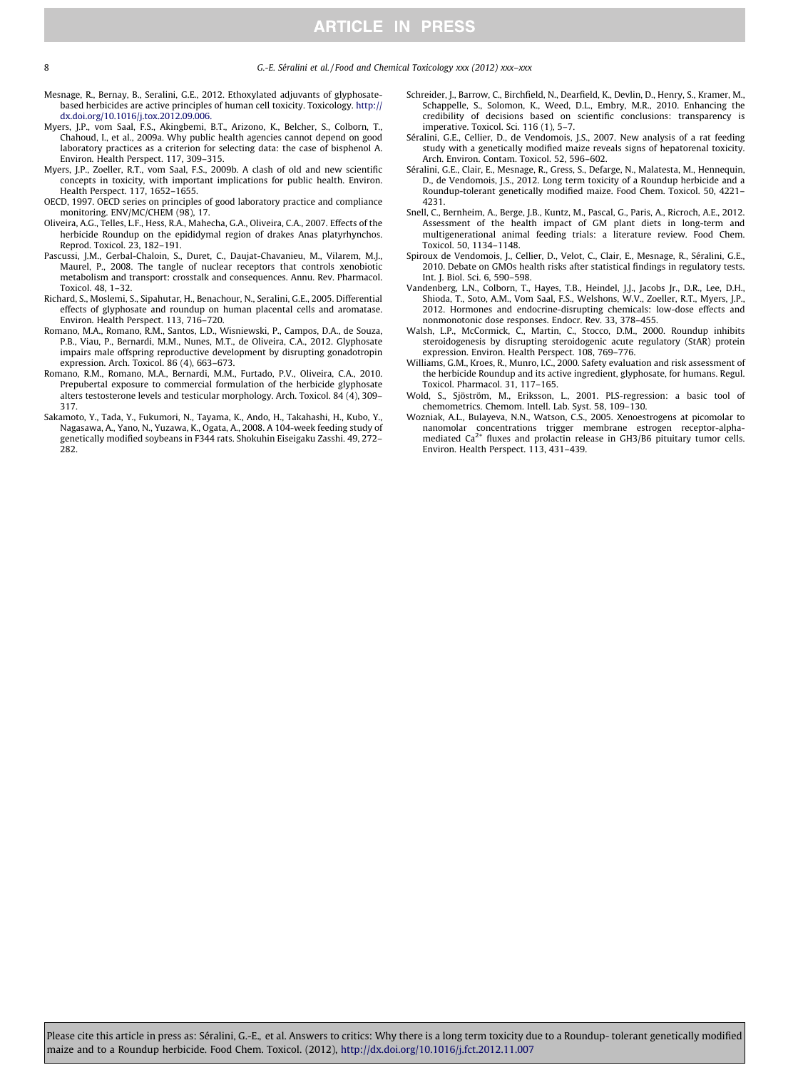Mesnage, R., Bernay, B., Seralini, G.E., 2012. Ethoxylated adjuvants of glyphosate-based herbicides are active principles of human cell toxicity. Toxicology. http://dx.doi.org/10.1016/j.tox.2012.09.006.

Myers, J.P., vom Saal, F.S., Akingbemi, B.T., Arizono, K., Belcher, S., Colborn, T., Chahoud, I., et al., 2009a. Why public health agencies cannot depend on good laboratory practices as a criterion for selecting data: the case of bisphenol A. Environ. Health Perspect. 117, 309–315.

Myers, J.P., Zoeller, R.T., vom Saal, F.S., 2009b. A clash of old and new scientific concepts in toxicity, with important implications for public health. Environ. Health Perspect. 117, 1652–1655.

OECD, 1997. OECD series on principles of good laboratory practice and compliance monitoring. ENV/MC/CHEM (98), 17.

Oliveira, A.G., Telles, L.F., Hess, R.A., Mahecha, G.A., Oliveira, C.A., 2007. Effects of the herbicide Roundup on the epididymal region of drakes Anas platyrhynchos. Reprod. Toxicol. 23, 182–191.

Pascussi, J.M., Gerbal-Chaloin, S., Duret, C., Daujat-Chavanieu, M., Vilarem, M.J., Maurel, P., 2008. The tangle of nuclear receptors that controls xenobiotic metabolism and transport: crosstalk and consequences. Annu. Rev. Pharmacol. Toxicol. 48, 1–32.

Richard, S., Moslemi, S., Sipahutar, H., Benachour, N., Seralini, G.E., 2005. Differential effects of glyphosate and roundup on human placental cells and aromatase. Environ. Health Perspect. 113, 716–720.

Romano, M.A., Romano, R.M., Santos, L.D., Wisniewski, P., Campos, D.A., de Souza, P.B., Viau, P., Bernardi, M.M., Nunes, M.T., de Oliveira, C.A., 2012. Glyphosate impairs male offspring reproductive development by disrupting gonadotropin expression. Arch. Toxicol. 86 (4), 663–673.

Romano, R.M., Romano, M.A., Bernardi, M.M., Furtado, P.V., Oliveira, C.A., 2010. Prepubertal exposure to commercial formulation of the herbicide glyphosate alters testosterone levels and testicular morphology. Arch. Toxicol. 84 (4), 309–317.

Sakamoto, Y., Tada, Y., Fukumori, N., Tayama, K., Ando, H., Takahashi, H., Kubo, Y., Nagasawa, A., Yano, N., Yuzawa, K., Ogata, A., 2008. A 104-week feeding study of genetically modified soybeans in F344 rats. Shokuhin Eiseigaku Zasshi. 49, 272–282.

Schreider, J., Barrow, C., Birchfield, N., Dearfield, K., Devlin, D., Henry, S., Kramer, M., Schappelle, S., Solomon, K., Weed, D.L., Embry, M.R., 2010. Enhancing the credibility of decisions based on scientific conclusions: transparency is imperative. Toxicol. Sci. 116 (1), 5–7.

Séralini, G.E., Cellier, D., de Vendomois, J.S., 2007. New analysis of a rat feeding study with a genetically modified maize reveals signs of hepatorenal toxicity. Arch. Environ. Contam. Toxicol. 52, 596–602.

Séralini, G.E., Clair, E., Mesnage, R., Gress, S., Defarge, N., Malatesta, M., Hennequin, D., de Vendomois, J.S., 2012. Long term toxicity of a Roundup herbicide and a Roundup-tolerant genetically modified maize. Food Chem. Toxicol. 50, 4221–4231.

Snell, C., Bernheim, A., Berge, J.B., Kuntz, M., Pascal, G., Paris, A., Ricroch, A.E., 2012. Assessment of the health impact of GM plant diets in long-term and multigenerational animal feeding trials: a literature review. Food Chem. Toxicol. 50, 1134–1148.

Spiroux de Vendomois, J., Cellier, D., Velot, C., Clair, E., Mesnage, R., Séralini, G.E., 2010. Debate on GMOs health risks after statistical findings in regulatory tests. Int. J. Biol. Sci. 6, 590–598.

Vandenberg, L.N., Colborn, T., Hayes, T.B., Heindel, J.J., Jacobs Jr., D.R., Lee, D.H., Shioda, T., Soto, A.M., Vom Saal, F.S., Welshons, W.V., Zoeller, R.T., Myers, J.P., 2012. Hormones and endocrine-disrupting chemicals: low-dose effects and nonmonotonic dose responses. Endocr. Rev. 33, 378–455.

Walsh, L.P., McCormick, C., Martin, C., Stocco, D.M., 2000. Roundup inhibits steroidogenesis by disrupting steroidogenic acute regulatory (StAR) protein expression. Environ. Health Perspect. 108, 769–776.

Williams, G.M., Kroes, R., Munro, I.C., 2000. Safety evaluation and risk assessment of the herbicide Roundup and its active ingredient, glyphosate, for humans. Regul. Toxicol. Pharmacol. 31, 117–165.

Wold, S., Sjöström, M., Eriksson, L., 2001. PLS-regression: a basic tool of chemometrics. Chemom. Intell. Lab. Syst. 58, 109–130.

Wozniak, A.L., Bulayeva, N.N., Watson, C.S., 2005. Xenoestrogens at picomolar to nanomolar concentrations trigger membrane estrogen receptor-alpha-mediated $Ca^{2+}$ fluxes and prolactin release in GH3/B6 pituitary tumor cells. Environ. Health Perspect. 113, 431–439.

Please cite this article in press as: Séralini, G.-E., et al. Answers to critics: Why there is a long term toxicity due to a Roundup- tolerant genetically modified maize and to a Roundup herbicide. Food Chem. Toxicol. (2012), http://dx.doi.org/10.1016/j.fct.2012.11.007